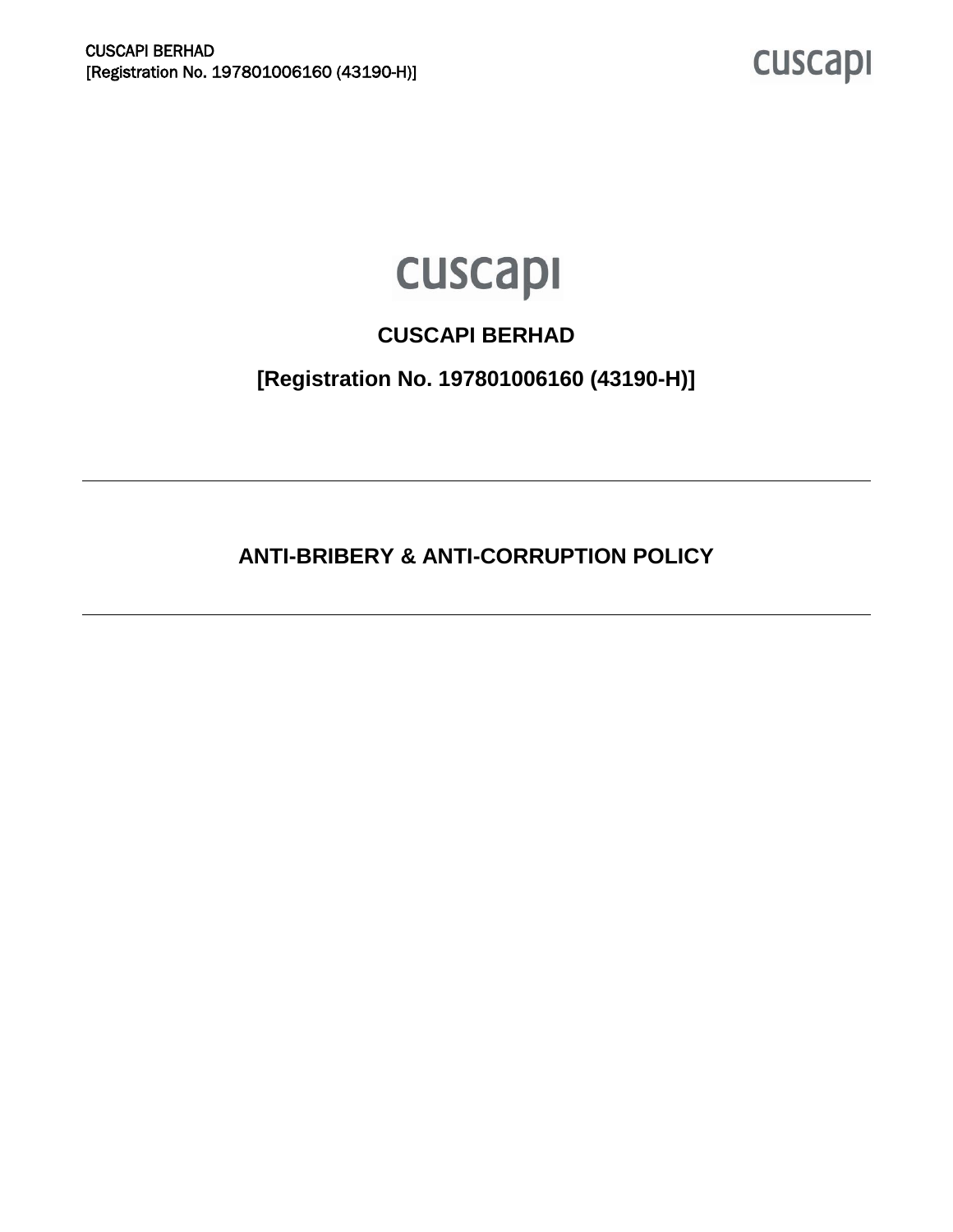cuscapi

**CUSCAPI BERHAD**

**[Registration No. 197801006160 (43190-H)]**

---

# ANTI-BRIBERY & ANTI-CORRUPTION POLICY

---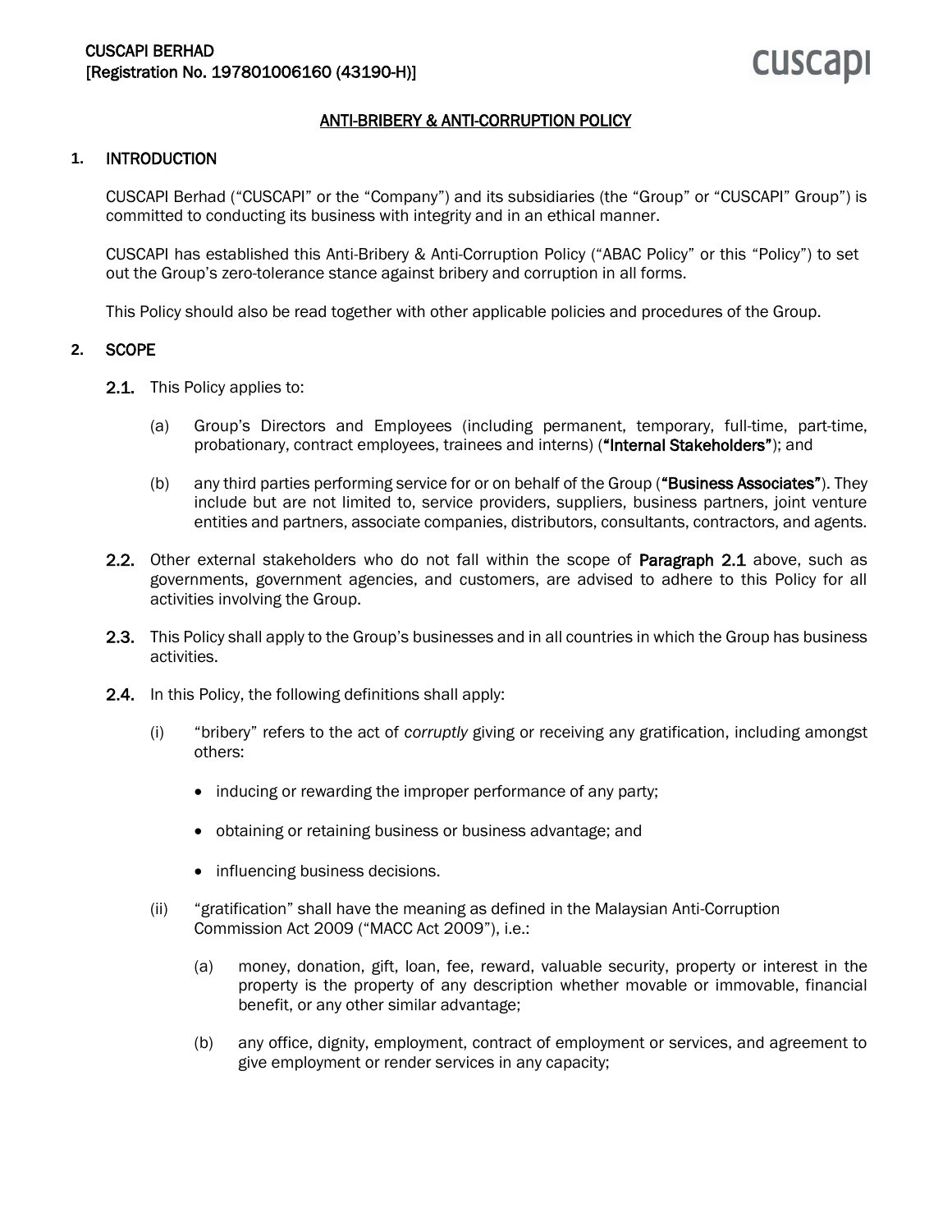CUSCAPI BERHAD
[Registration No. 197801006160 (43190-H)]

## ANTI-BRIBERY & ANTI-CORRUPTION POLICY

### 1. INTRODUCTION

CUSCAPI Berhad ("CUSCAPI" or the "Company") and its subsidiaries (the "Group" or "CUSCAPI" Group") is committed to conducting its business with integrity and in an ethical manner.

CUSCAPI has established this Anti-Bribery & Anti-Corruption Policy ("ABAC Policy" or this "Policy") to set out the Group's zero-tolerance stance against bribery and corruption in all forms.

This Policy should also be read together with other applicable policies and procedures of the Group.

### 2. SCOPE

**2.1.** This Policy applies to:

(a) Group's Directors and Employees (including permanent, temporary, full-time, part-time, probationary, contract employees, trainees and interns) (**"Internal Stakeholders"**); and

(b) any third parties performing service for or on behalf of the Group (**"Business Associates"**). They include but are not limited to, service providers, suppliers, business partners, joint venture entities and partners, associate companies, distributors, consultants, contractors, and agents.

**2.2.** Other external stakeholders who do not fall within the scope of **Paragraph 2.1** above, such as governments, government agencies, and customers, are advised to adhere to this Policy for all activities involving the Group.

**2.3.** This Policy shall apply to the Group's businesses and in all countries in which the Group has business activities.

**2.4.** In this Policy, the following definitions shall apply:

(i) "bribery" refers to the act of *corruptly* giving or receiving any gratification, including amongst others:

- inducing or rewarding the improper performance of any party;
- obtaining or retaining business or business advantage; and
- influencing business decisions.

(ii) "gratification" shall have the meaning as defined in the Malaysian Anti-Corruption Commission Act 2009 ("MACC Act 2009"), i.e.:

(a) money, donation, gift, loan, fee, reward, valuable security, property or interest in the property is the property of any description whether movable or immovable, financial benefit, or any other similar advantage;

(b) any office, dignity, employment, contract of employment or services, and agreement to give employment or render services in any capacity;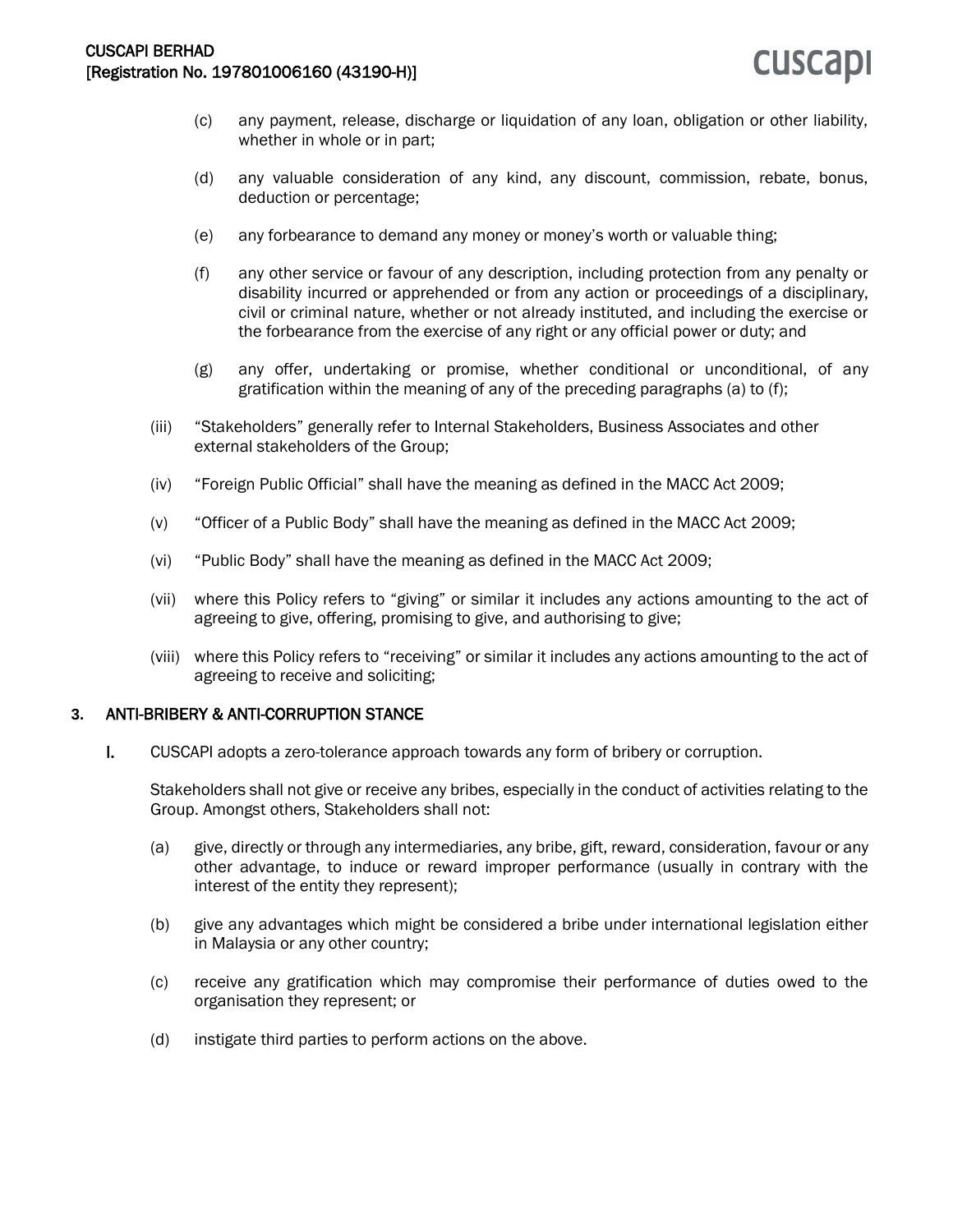(c) any payment, release, discharge or liquidation of any loan, obligation or other liability, whether in whole or in part;

(d) any valuable consideration of any kind, any discount, commission, rebate, bonus, deduction or percentage;

(e) any forbearance to demand any money or money's worth or valuable thing;

(f) any other service or favour of any description, including protection from any penalty or disability incurred or apprehended or from any action or proceedings of a disciplinary, civil or criminal nature, whether or not already instituted, and including the exercise or the forbearance from the exercise of any right or any official power or duty; and

(g) any offer, undertaking or promise, whether conditional or unconditional, of any gratification within the meaning of any of the preceding paragraphs (a) to (f);

(iii) "Stakeholders" generally refer to Internal Stakeholders, Business Associates and other external stakeholders of the Group;

(iv) "Foreign Public Official" shall have the meaning as defined in the MACC Act 2009;

(v) "Officer of a Public Body" shall have the meaning as defined in the MACC Act 2009;

(vi) "Public Body" shall have the meaning as defined in the MACC Act 2009;

(vii) where this Policy refers to "giving" or similar it includes any actions amounting to the act of agreeing to give, offering, promising to give, and authorising to give;

(viii) where this Policy refers to "receiving" or similar it includes any actions amounting to the act of agreeing to receive and soliciting;

## 3. ANTI-BRIBERY & ANTI-CORRUPTION STANCE

I. CUSCAPI adopts a zero-tolerance approach towards any form of bribery or corruption.

Stakeholders shall not give or receive any bribes, especially in the conduct of activities relating to the Group. Amongst others, Stakeholders shall not:

(a) give, directly or through any intermediaries, any bribe, gift, reward, consideration, favour or any other advantage, to induce or reward improper performance (usually in contrary with the interest of the entity they represent);

(b) give any advantages which might be considered a bribe under international legislation either in Malaysia or any other country;

(c) receive any gratification which may compromise their performance of duties owed to the organisation they represent; or

(d) instigate third parties to perform actions on the above.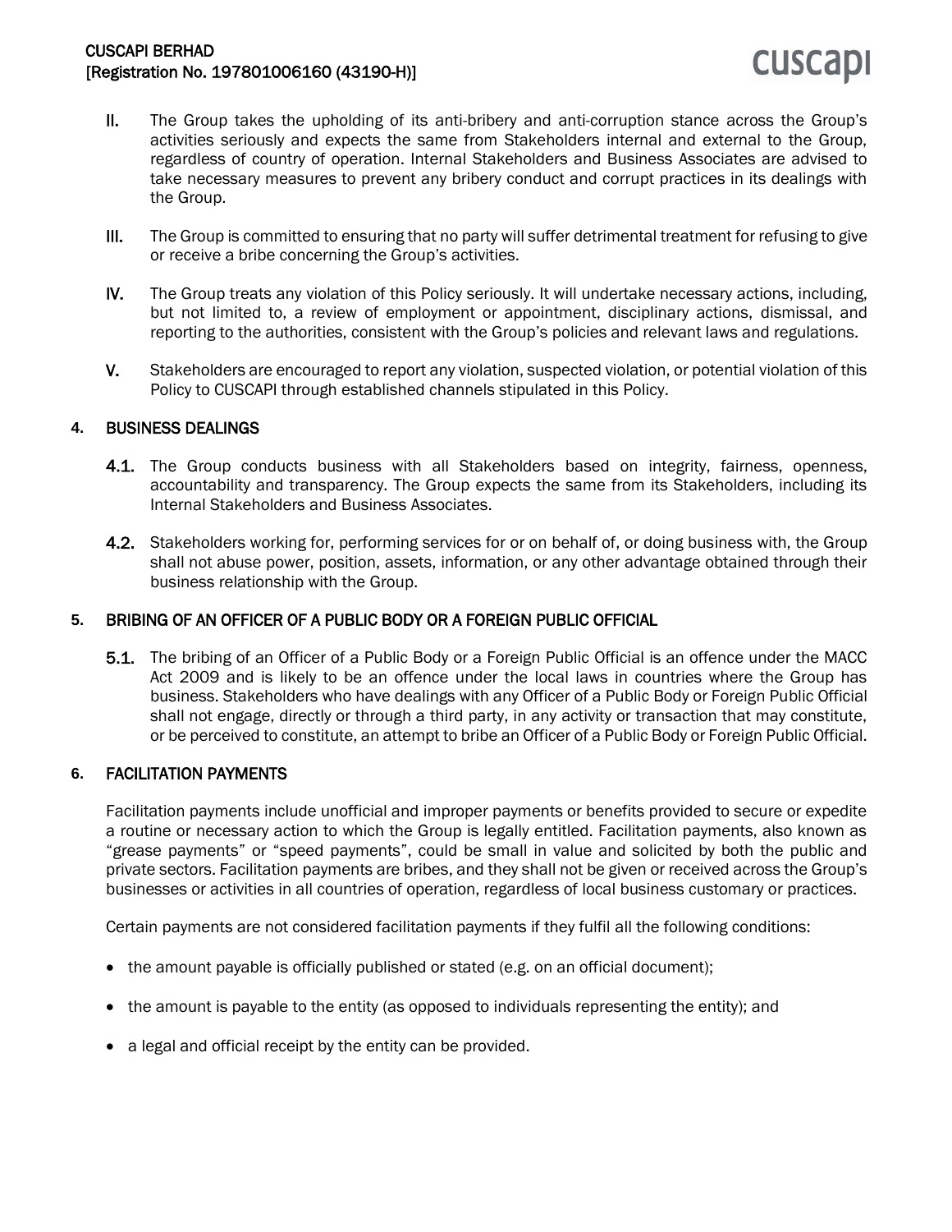II. The Group takes the upholding of its anti-bribery and anti-corruption stance across the Group's activities seriously and expects the same from Stakeholders internal and external to the Group, regardless of country of operation. Internal Stakeholders and Business Associates are advised to take necessary measures to prevent any bribery conduct and corrupt practices in its dealings with the Group.

III. The Group is committed to ensuring that no party will suffer detrimental treatment for refusing to give or receive a bribe concerning the Group's activities.

IV. The Group treats any violation of this Policy seriously. It will undertake necessary actions, including, but not limited to, a review of employment or appointment, disciplinary actions, dismissal, and reporting to the authorities, consistent with the Group's policies and relevant laws and regulations.

V. Stakeholders are encouraged to report any violation, suspected violation, or potential violation of this Policy to CUSCAPI through established channels stipulated in this Policy.

## 4. BUSINESS DEALINGS

**4.1.** The Group conducts business with all Stakeholders based on integrity, fairness, openness, accountability and transparency. The Group expects the same from its Stakeholders, including its Internal Stakeholders and Business Associates.

**4.2.** Stakeholders working for, performing services for or on behalf of, or doing business with, the Group shall not abuse power, position, assets, information, or any other advantage obtained through their business relationship with the Group.

## 5. BRIBING OF AN OFFICER OF A PUBLIC BODY OR A FOREIGN PUBLIC OFFICIAL

**5.1.** The bribing of an Officer of a Public Body or a Foreign Public Official is an offence under the MACC Act 2009 and is likely to be an offence under the local laws in countries where the Group has business. Stakeholders who have dealings with any Officer of a Public Body or Foreign Public Official shall not engage, directly or through a third party, in any activity or transaction that may constitute, or be perceived to constitute, an attempt to bribe an Officer of a Public Body or Foreign Public Official.

## 6. FACILITATION PAYMENTS

Facilitation payments include unofficial and improper payments or benefits provided to secure or expedite a routine or necessary action to which the Group is legally entitled. Facilitation payments, also known as "grease payments" or "speed payments", could be small in value and solicited by both the public and private sectors. Facilitation payments are bribes, and they shall not be given or received across the Group's businesses or activities in all countries of operation, regardless of local business customary or practices.

Certain payments are not considered facilitation payments if they fulfil all the following conditions:

- the amount payable is officially published or stated (e.g. on an official document);
- the amount is payable to the entity (as opposed to individuals representing the entity); and
- a legal and official receipt by the entity can be provided.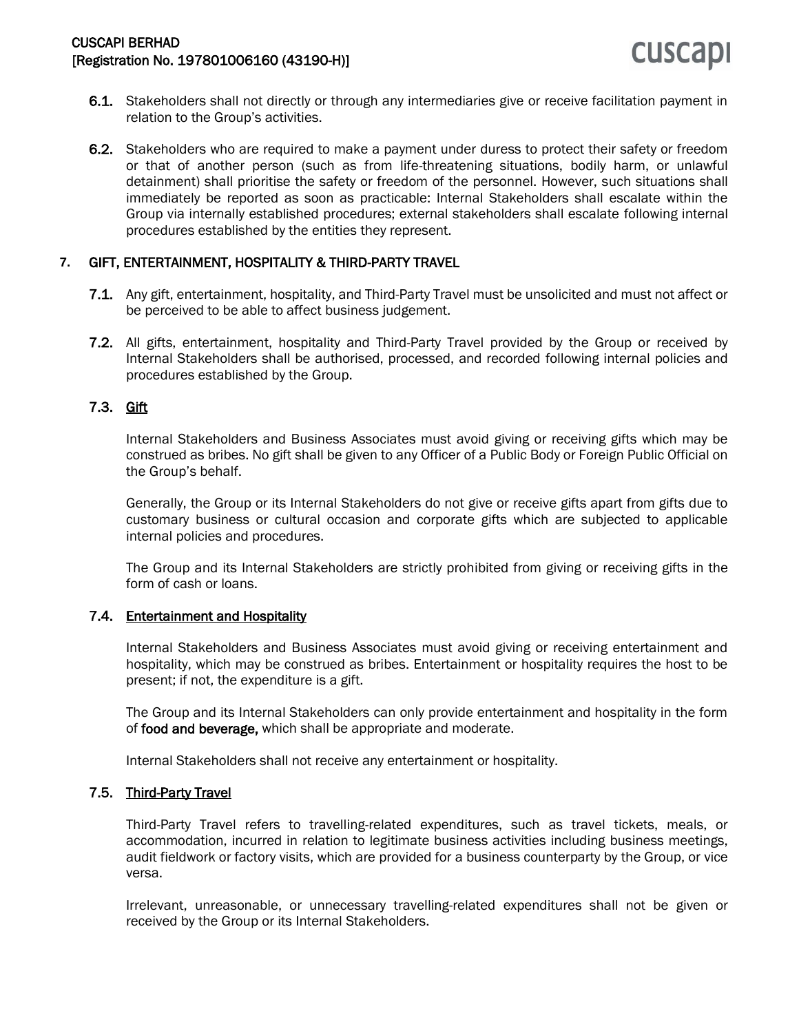**6.1.** Stakeholders shall not directly or through any intermediaries give or receive facilitation payment in relation to the Group's activities.

**6.2.** Stakeholders who are required to make a payment under duress to protect their safety or freedom or that of another person (such as from life-threatening situations, bodily harm, or unlawful detainment) shall prioritise the safety or freedom of the personnel. However, such situations shall immediately be reported as soon as practicable: Internal Stakeholders shall escalate within the Group via internally established procedures; external stakeholders shall escalate following internal procedures established by the entities they represent.

## 7. GIFT, ENTERTAINMENT, HOSPITALITY & THIRD-PARTY TRAVEL

**7.1.** Any gift, entertainment, hospitality, and Third-Party Travel must be unsolicited and must not affect or be perceived to be able to affect business judgement.

**7.2.** All gifts, entertainment, hospitality and Third-Party Travel provided by the Group or received by Internal Stakeholders shall be authorised, processed, and recorded following internal policies and procedures established by the Group.

### 7.3. Gift

Internal Stakeholders and Business Associates must avoid giving or receiving gifts which may be construed as bribes. No gift shall be given to any Officer of a Public Body or Foreign Public Official on the Group's behalf.

Generally, the Group or its Internal Stakeholders do not give or receive gifts apart from gifts due to customary business or cultural occasion and corporate gifts which are subjected to applicable internal policies and procedures.

The Group and its Internal Stakeholders are strictly prohibited from giving or receiving gifts in the form of cash or loans.

### 7.4. Entertainment and Hospitality

Internal Stakeholders and Business Associates must avoid giving or receiving entertainment and hospitality, which may be construed as bribes. Entertainment or hospitality requires the host to be present; if not, the expenditure is a gift.

The Group and its Internal Stakeholders can only provide entertainment and hospitality in the form of **food and beverage,** which shall be appropriate and moderate.

Internal Stakeholders shall not receive any entertainment or hospitality.

### 7.5. Third-Party Travel

Third-Party Travel refers to travelling-related expenditures, such as travel tickets, meals, or accommodation, incurred in relation to legitimate business activities including business meetings, audit fieldwork or factory visits, which are provided for a business counterparty by the Group, or vice versa.

Irrelevant, unreasonable, or unnecessary travelling-related expenditures shall not be given or received by the Group or its Internal Stakeholders.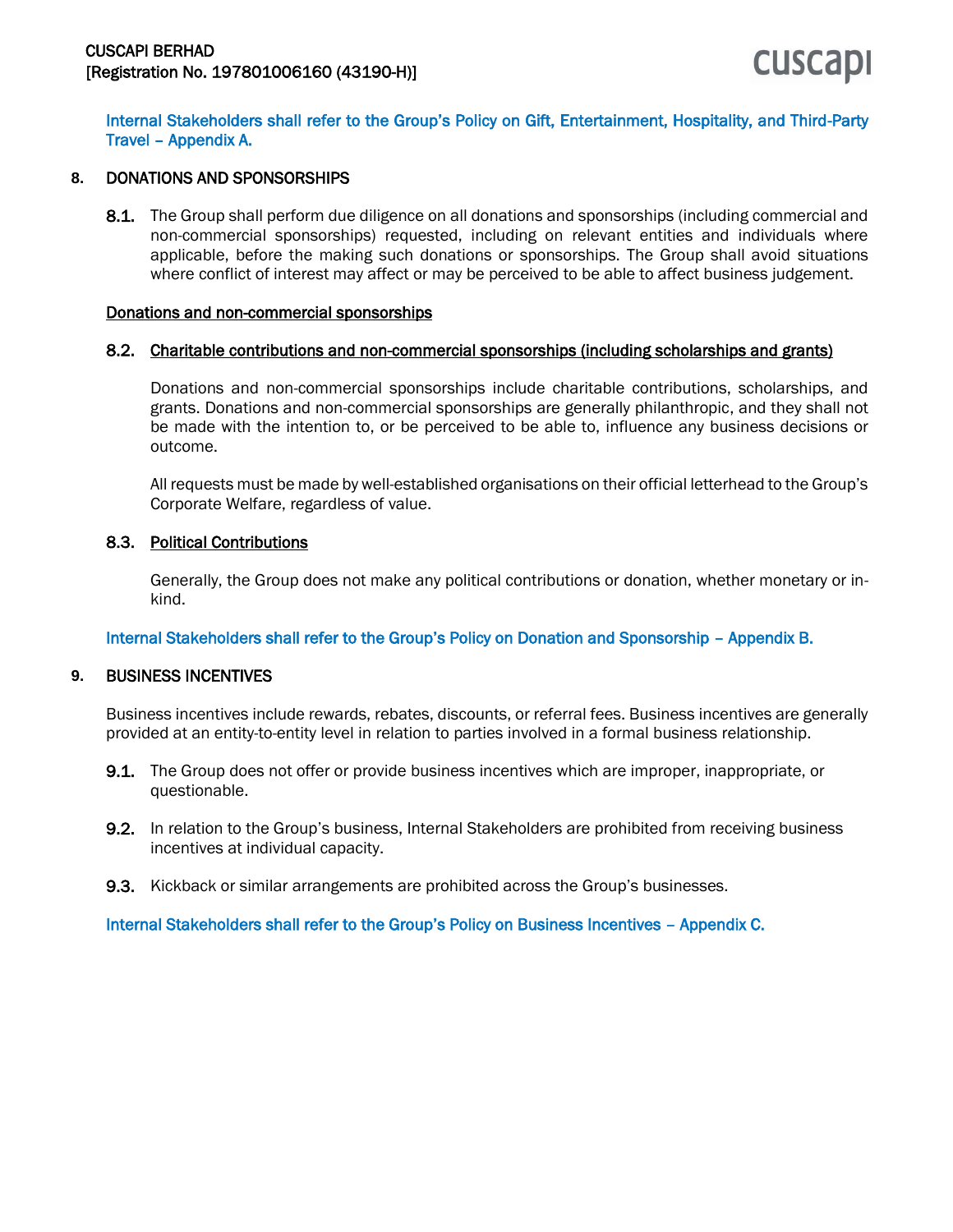Internal Stakeholders shall refer to the Group's Policy on Gift, Entertainment, Hospitality, and Third-Party Travel – Appendix A.

## 8. DONATIONS AND SPONSORSHIPS

**8.1.** The Group shall perform due diligence on all donations and sponsorships (including commercial and non-commercial sponsorships) requested, including on relevant entities and individuals where applicable, before the making such donations or sponsorships. The Group shall avoid situations where conflict of interest may affect or may be perceived to be able to affect business judgement.

<u>Donations and non-commercial sponsorships</u>

**8.2.** <u>Charitable contributions and non-commercial sponsorships (including scholarships and grants)</u>

Donations and non-commercial sponsorships include charitable contributions, scholarships, and grants. Donations and non-commercial sponsorships are generally philanthropic, and they shall not be made with the intention to, or be perceived to be able to, influence any business decisions or outcome.

All requests must be made by well-established organisations on their official letterhead to the Group's Corporate Welfare, regardless of value.

**8.3.** <u>Political Contributions</u>

Generally, the Group does not make any political contributions or donation, whether monetary or in-kind.

Internal Stakeholders shall refer to the Group's Policy on Donation and Sponsorship – Appendix B.

## 9. BUSINESS INCENTIVES

Business incentives include rewards, rebates, discounts, or referral fees. Business incentives are generally provided at an entity-to-entity level in relation to parties involved in a formal business relationship.

**9.1.** The Group does not offer or provide business incentives which are improper, inappropriate, or questionable.

**9.2.** In relation to the Group's business, Internal Stakeholders are prohibited from receiving business incentives at individual capacity.

**9.3.** Kickback or similar arrangements are prohibited across the Group's businesses.

Internal Stakeholders shall refer to the Group's Policy on Business Incentives – Appendix C.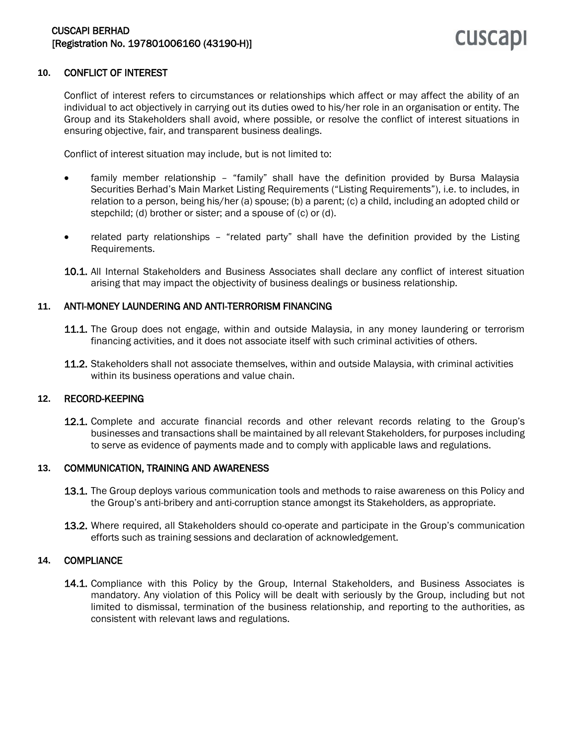## 10. CONFLICT OF INTEREST

Conflict of interest refers to circumstances or relationships which affect or may affect the ability of an individual to act objectively in carrying out its duties owed to his/her role in an organisation or entity. The Group and its Stakeholders shall avoid, where possible, or resolve the conflict of interest situations in ensuring objective, fair, and transparent business dealings.

Conflict of interest situation may include, but is not limited to:

- family member relationship – "family" shall have the definition provided by Bursa Malaysia Securities Berhad's Main Market Listing Requirements ("Listing Requirements"), i.e. to includes, in relation to a person, being his/her (a) spouse; (b) a parent; (c) a child, including an adopted child or stepchild; (d) brother or sister; and a spouse of (c) or (d).

- related party relationships – "related party" shall have the definition provided by the Listing Requirements.

**10.1.** All Internal Stakeholders and Business Associates shall declare any conflict of interest situation arising that may impact the objectivity of business dealings or business relationship.

## 11. ANTI-MONEY LAUNDERING AND ANTI-TERRORISM FINANCING

**11.1.** The Group does not engage, within and outside Malaysia, in any money laundering or terrorism financing activities, and it does not associate itself with such criminal activities of others.

**11.2.** Stakeholders shall not associate themselves, within and outside Malaysia, with criminal activities within its business operations and value chain.

## 12. RECORD-KEEPING

**12.1.** Complete and accurate financial records and other relevant records relating to the Group's businesses and transactions shall be maintained by all relevant Stakeholders, for purposes including to serve as evidence of payments made and to comply with applicable laws and regulations.

## 13. COMMUNICATION, TRAINING AND AWARENESS

**13.1.** The Group deploys various communication tools and methods to raise awareness on this Policy and the Group's anti-bribery and anti-corruption stance amongst its Stakeholders, as appropriate.

**13.2.** Where required, all Stakeholders should co-operate and participate in the Group's communication efforts such as training sessions and declaration of acknowledgement.

## 14. COMPLIANCE

**14.1.** Compliance with this Policy by the Group, Internal Stakeholders, and Business Associates is mandatory. Any violation of this Policy will be dealt with seriously by the Group, including but not limited to dismissal, termination of the business relationship, and reporting to the authorities, as consistent with relevant laws and regulations.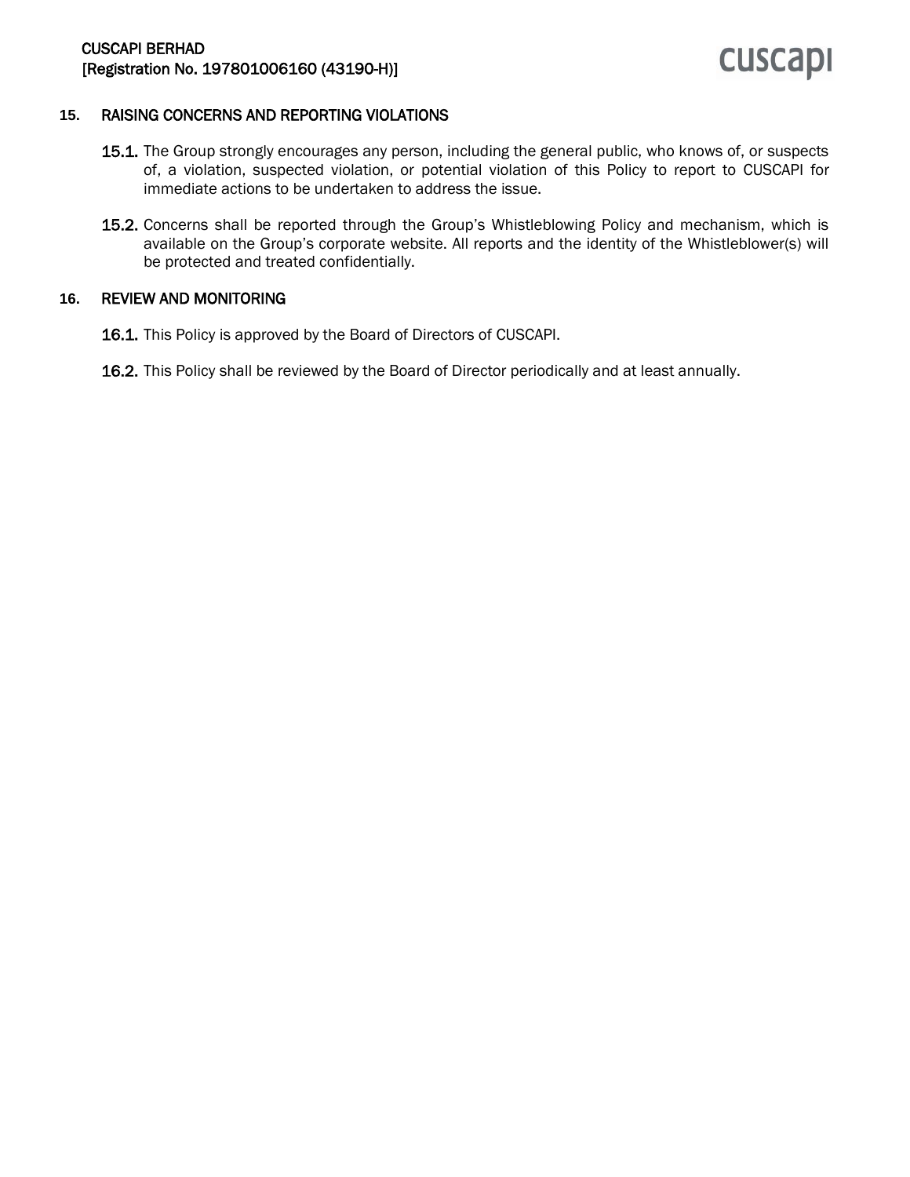## 15. RAISING CONCERNS AND REPORTING VIOLATIONS

**15.1.** The Group strongly encourages any person, including the general public, who knows of, or suspects of, a violation, suspected violation, or potential violation of this Policy to report to CUSCAPI for immediate actions to be undertaken to address the issue.

**15.2.** Concerns shall be reported through the Group's Whistleblowing Policy and mechanism, which is available on the Group's corporate website. All reports and the identity of the Whistleblower(s) will be protected and treated confidentially.

## 16. REVIEW AND MONITORING

**16.1.** This Policy is approved by the Board of Directors of CUSCAPI.

**16.2.** This Policy shall be reviewed by the Board of Director periodically and at least annually.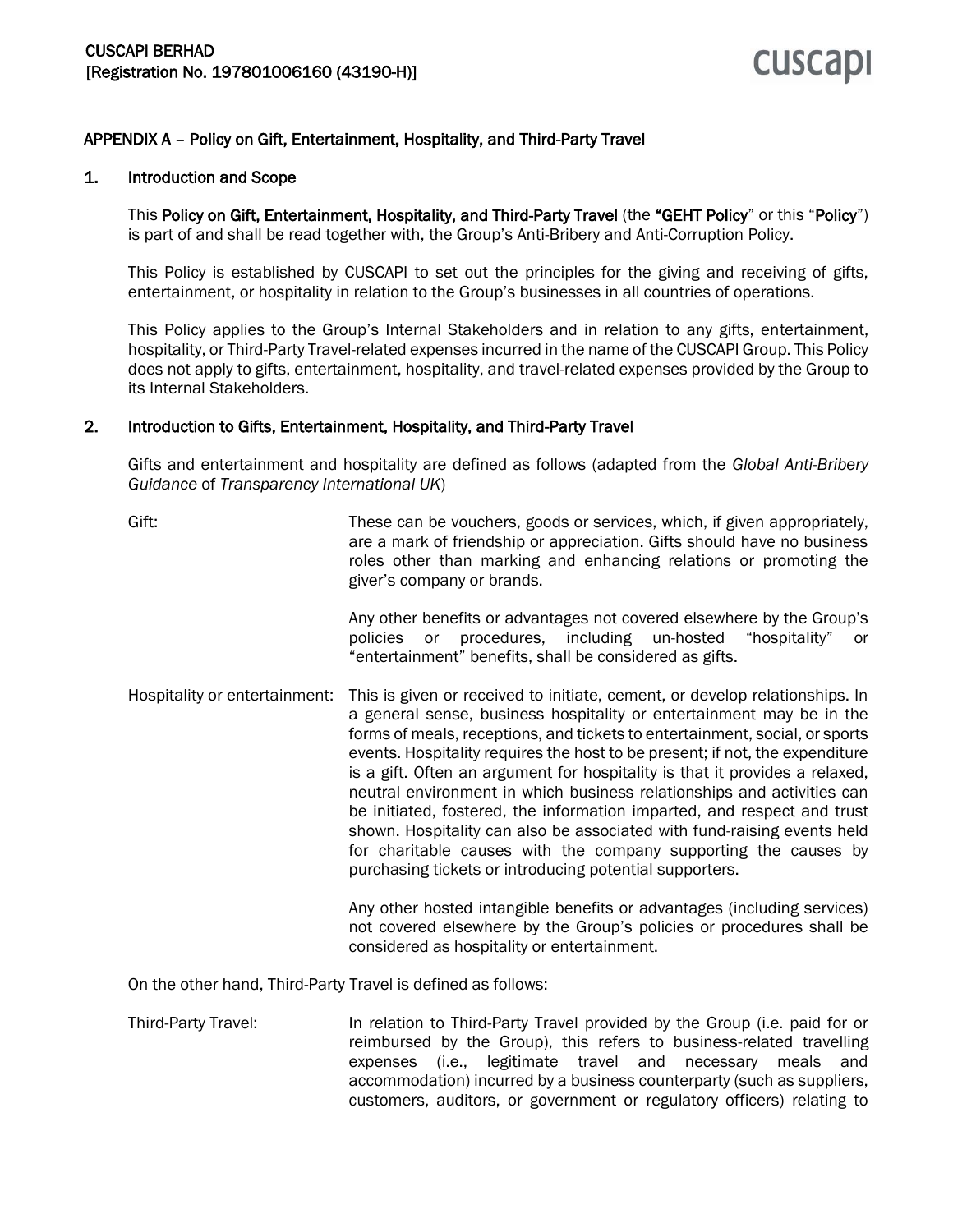## APPENDIX A – Policy on Gift, Entertainment, Hospitality, and Third-Party Travel

### 1. Introduction and Scope

This **Policy on Gift, Entertainment, Hospitality, and Third-Party Travel** (the **"GEHT Policy"** or this "**Policy**") is part of and shall be read together with, the Group's Anti-Bribery and Anti-Corruption Policy.

This Policy is established by CUSCAPI to set out the principles for the giving and receiving of gifts, entertainment, or hospitality in relation to the Group's businesses in all countries of operations.

This Policy applies to the Group's Internal Stakeholders and in relation to any gifts, entertainment, hospitality, or Third-Party Travel-related expenses incurred in the name of the CUSCAPI Group. This Policy does not apply to gifts, entertainment, hospitality, and travel-related expenses provided by the Group to its Internal Stakeholders.

### 2. Introduction to Gifts, Entertainment, Hospitality, and Third-Party Travel

Gifts and entertainment and hospitality are defined as follows (adapted from the *Global Anti-Bribery Guidance* of *Transparency International UK*)

**Gift:** These can be vouchers, goods or services, which, if given appropriately, are a mark of friendship or appreciation. Gifts should have no business roles other than marking and enhancing relations or promoting the giver's company or brands.

Any other benefits or advantages not covered elsewhere by the Group's policies or procedures, including un-hosted "hospitality" or "entertainment" benefits, shall be considered as gifts.

**Hospitality or entertainment:** This is given or received to initiate, cement, or develop relationships. In a general sense, business hospitality or entertainment may be in the forms of meals, receptions, and tickets to entertainment, social, or sports events. Hospitality requires the host to be present; if not, the expenditure is a gift. Often an argument for hospitality is that it provides a relaxed, neutral environment in which business relationships and activities can be initiated, fostered, the information imparted, and respect and trust shown. Hospitality can also be associated with fund-raising events held for charitable causes with the company supporting the causes by purchasing tickets or introducing potential supporters.

Any other hosted intangible benefits or advantages (including services) not covered elsewhere by the Group's policies or procedures shall be considered as hospitality or entertainment.

On the other hand, Third-Party Travel is defined as follows:

**Third-Party Travel:** In relation to Third-Party Travel provided by the Group (i.e. paid for or reimbursed by the Group), this refers to business-related travelling expenses (i.e., legitimate travel and necessary meals and accommodation) incurred by a business counterparty (such as suppliers, customers, auditors, or government or regulatory officers) relating to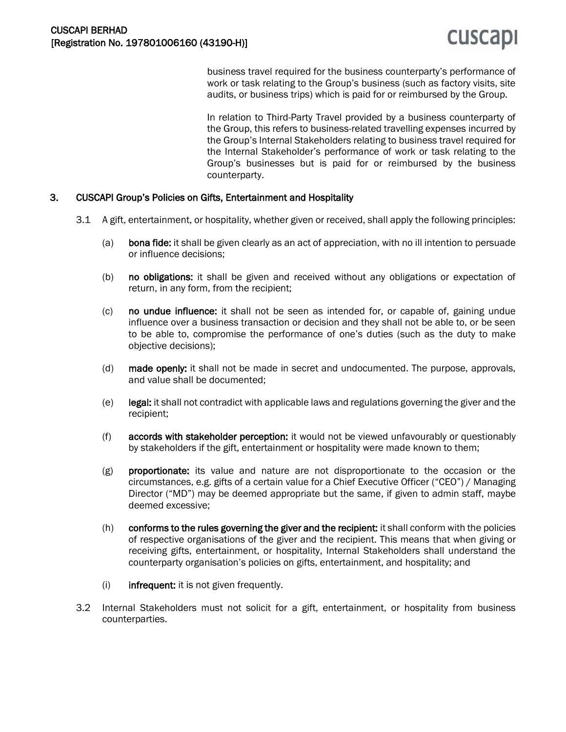business travel required for the business counterparty's performance of work or task relating to the Group's business (such as factory visits, site audits, or business trips) which is paid for or reimbursed by the Group.

In relation to Third-Party Travel provided by a business counterparty of the Group, this refers to business-related travelling expenses incurred by the Group's Internal Stakeholders relating to business travel required for the Internal Stakeholder's performance of work or task relating to the Group's businesses but is paid for or reimbursed by the business counterparty.

## 3. CUSCAPI Group's Policies on Gifts, Entertainment and Hospitality

3.1 A gift, entertainment, or hospitality, whether given or received, shall apply the following principles:

(a) **bona fide:** it shall be given clearly as an act of appreciation, with no ill intention to persuade or influence decisions;

(b) **no obligations:** it shall be given and received without any obligations or expectation of return, in any form, from the recipient;

(c) **no undue influence:** it shall not be seen as intended for, or capable of, gaining undue influence over a business transaction or decision and they shall not be able to, or be seen to be able to, compromise the performance of one's duties (such as the duty to make objective decisions);

(d) **made openly:** it shall not be made in secret and undocumented. The purpose, approvals, and value shall be documented;

(e) **legal:** it shall not contradict with applicable laws and regulations governing the giver and the recipient;

(f) **accords with stakeholder perception:** it would not be viewed unfavourably or questionably by stakeholders if the gift, entertainment or hospitality were made known to them;

(g) **proportionate:** its value and nature are not disproportionate to the occasion or the circumstances, e.g. gifts of a certain value for a Chief Executive Officer ("CEO") / Managing Director ("MD") may be deemed appropriate but the same, if given to admin staff, maybe deemed excessive;

(h) **conforms to the rules governing the giver and the recipient:** it shall conform with the policies of respective organisations of the giver and the recipient. This means that when giving or receiving gifts, entertainment, or hospitality, Internal Stakeholders shall understand the counterparty organisation's policies on gifts, entertainment, and hospitality; and

(i) **infrequent:** it is not given frequently.

3.2 Internal Stakeholders must not solicit for a gift, entertainment, or hospitality from business counterparties.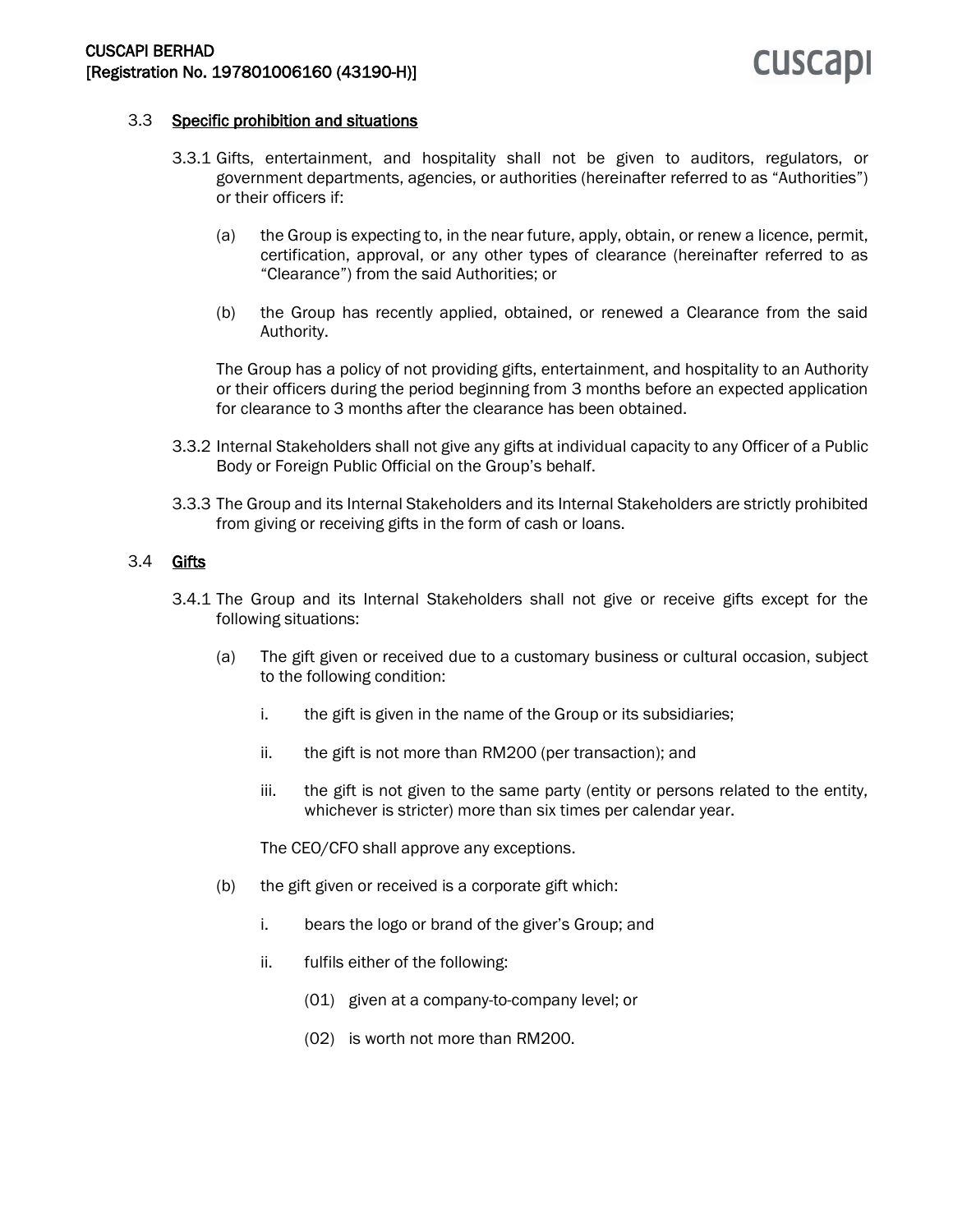### 3.3 Specific prohibition and situations

3.3.1 Gifts, entertainment, and hospitality shall not be given to auditors, regulators, or government departments, agencies, or authorities (hereinafter referred to as "Authorities") or their officers if:

(a) the Group is expecting to, in the near future, apply, obtain, or renew a licence, permit, certification, approval, or any other types of clearance (hereinafter referred to as "Clearance") from the said Authorities; or

(b) the Group has recently applied, obtained, or renewed a Clearance from the said Authority.

The Group has a policy of not providing gifts, entertainment, and hospitality to an Authority or their officers during the period beginning from 3 months before an expected application for clearance to 3 months after the clearance has been obtained.

3.3.2 Internal Stakeholders shall not give any gifts at individual capacity to any Officer of a Public Body or Foreign Public Official on the Group's behalf.

3.3.3 The Group and its Internal Stakeholders and its Internal Stakeholders are strictly prohibited from giving or receiving gifts in the form of cash or loans.

### 3.4 Gifts

3.4.1 The Group and its Internal Stakeholders shall not give or receive gifts except for the following situations:

(a) The gift given or received due to a customary business or cultural occasion, subject to the following condition:

i. the gift is given in the name of the Group or its subsidiaries;

ii. the gift is not more than RM200 (per transaction); and

iii. the gift is not given to the same party (entity or persons related to the entity, whichever is stricter) more than six times per calendar year.

The CEO/CFO shall approve any exceptions.

(b) the gift given or received is a corporate gift which:

i. bears the logo or brand of the giver's Group; and

ii. fulfils either of the following:

(01) given at a company-to-company level; or

(02) is worth not more than RM200.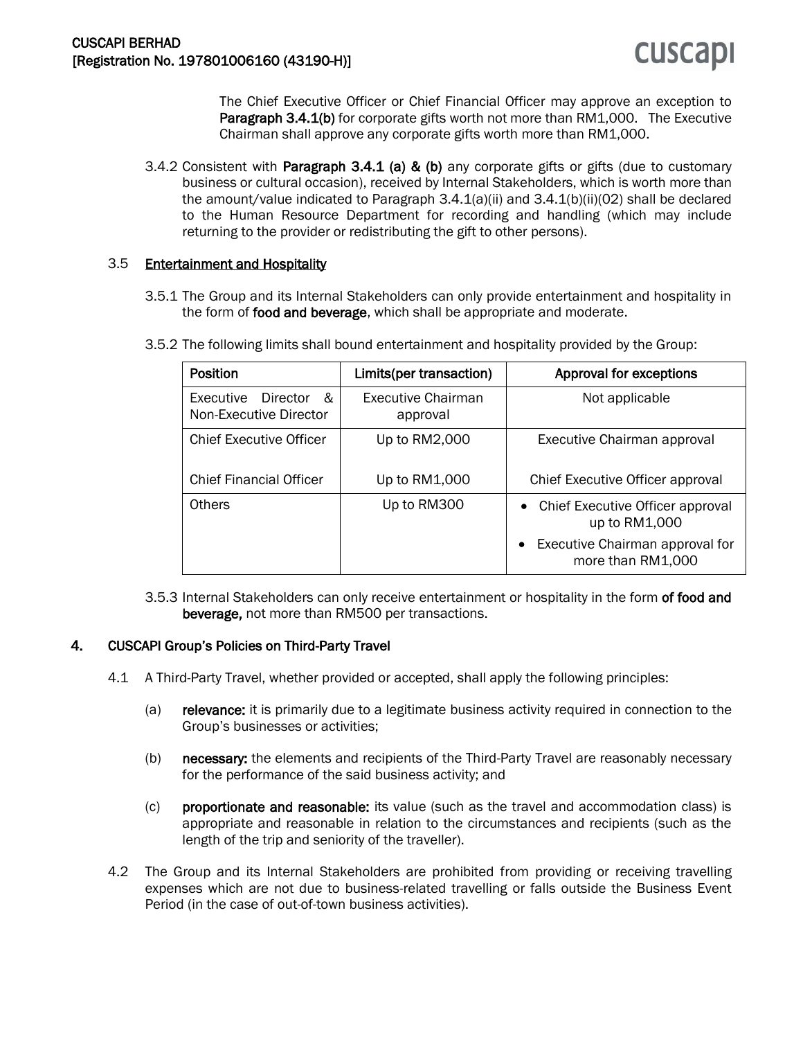The Chief Executive Officer or Chief Financial Officer may approve an exception to **Paragraph 3.4.1(b)** for corporate gifts worth not more than RM1,000. The Executive Chairman shall approve any corporate gifts worth more than RM1,000.

3.4.2 Consistent with **Paragraph 3.4.1 (a) & (b)** any corporate gifts or gifts (due to customary business or cultural occasion), received by Internal Stakeholders, which is worth more than the amount/value indicated to Paragraph 3.4.1(a)(ii) and 3.4.1(b)(ii)(02) shall be declared to the Human Resource Department for recording and handling (which may include returning to the provider or redistributing the gift to other persons).

### 3.5 Entertainment and Hospitality

3.5.1 The Group and its Internal Stakeholders can only provide entertainment and hospitality in the form of **food and beverage**, which shall be appropriate and moderate.

3.5.2 The following limits shall bound entertainment and hospitality provided by the Group:

| Position | Limits(per transaction) | Approval for exceptions |
|---|---|---|
| Executive Director & Non-Executive Director | Executive Chairman approval | Not applicable |
| Chief Executive Officer | Up to RM2,000 | Executive Chairman approval |
| Chief Financial Officer | Up to RM1,000 | Chief Executive Officer approval |
| Others | Up to RM300 | • Chief Executive Officer approval up to RM1,000<br>• Executive Chairman approval for more than RM1,000 |

3.5.3 Internal Stakeholders can only receive entertainment or hospitality in the form **of food and beverage,** not more than RM500 per transactions.

## 4. CUSCAPI Group's Policies on Third-Party Travel

4.1 A Third-Party Travel, whether provided or accepted, shall apply the following principles:

(a) **relevance:** it is primarily due to a legitimate business activity required in connection to the Group's businesses or activities;

(b) **necessary:** the elements and recipients of the Third-Party Travel are reasonably necessary for the performance of the said business activity; and

(c) **proportionate and reasonable:** its value (such as the travel and accommodation class) is appropriate and reasonable in relation to the circumstances and recipients (such as the length of the trip and seniority of the traveller).

4.2 The Group and its Internal Stakeholders are prohibited from providing or receiving travelling expenses which are not due to business-related travelling or falls outside the Business Event Period (in the case of out-of-town business activities).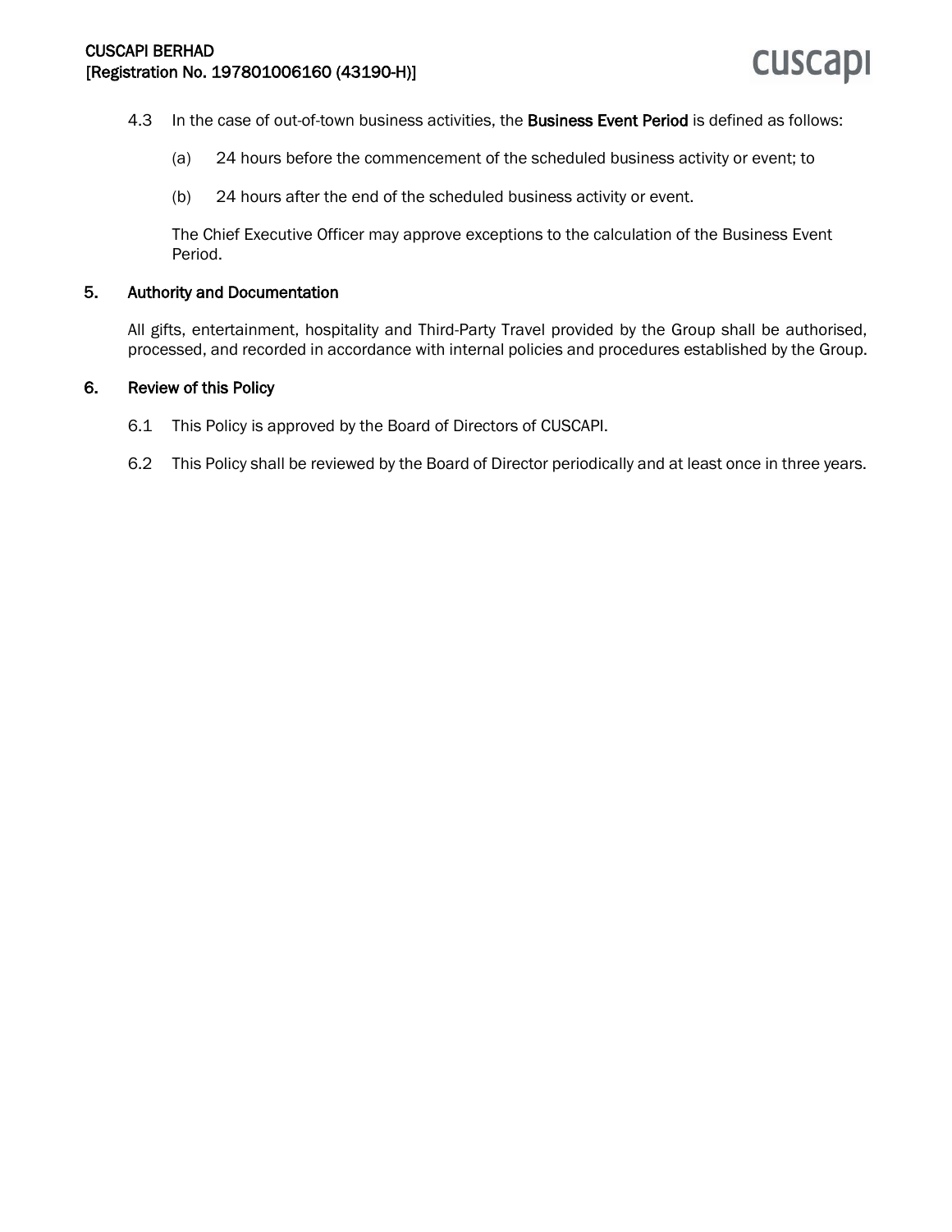4.3 In the case of out-of-town business activities, the **Business Event Period** is defined as follows:

(a) 24 hours before the commencement of the scheduled business activity or event; to

(b) 24 hours after the end of the scheduled business activity or event.

The Chief Executive Officer may approve exceptions to the calculation of the Business Event Period.

## 5. Authority and Documentation

All gifts, entertainment, hospitality and Third-Party Travel provided by the Group shall be authorised, processed, and recorded in accordance with internal policies and procedures established by the Group.

## 6. Review of this Policy

6.1 This Policy is approved by the Board of Directors of CUSCAPI.

6.2 This Policy shall be reviewed by the Board of Director periodically and at least once in three years.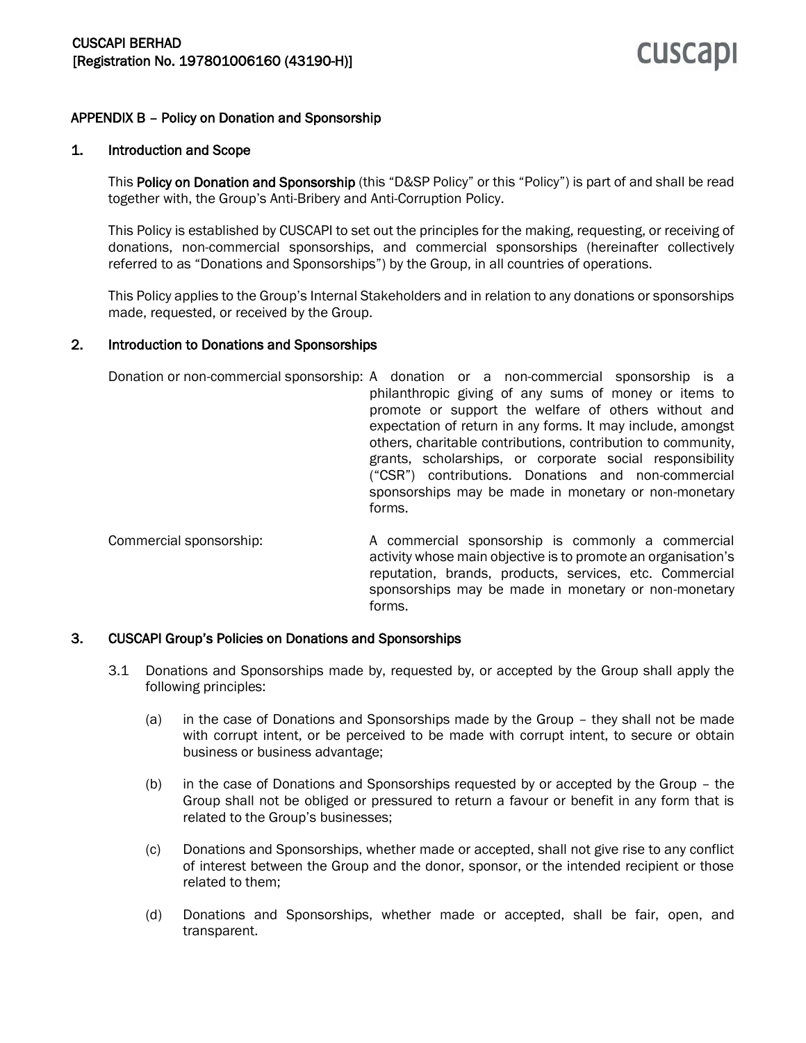## APPENDIX B – Policy on Donation and Sponsorship

### 1. Introduction and Scope

This **Policy on Donation and Sponsorship** (this "D&SP Policy" or this "Policy") is part of and shall be read together with, the Group's Anti-Bribery and Anti-Corruption Policy.

This Policy is established by CUSCAPI to set out the principles for the making, requesting, or receiving of donations, non-commercial sponsorships, and commercial sponsorships (hereinafter collectively referred to as "Donations and Sponsorships") by the Group, in all countries of operations.

This Policy applies to the Group's Internal Stakeholders and in relation to any donations or sponsorships made, requested, or received by the Group.

### 2. Introduction to Donations and Sponsorships

| | |
|---|---|
| Donation or non-commercial sponsorship: | A donation or a non-commercial sponsorship is a philanthropic giving of any sums of money or items to promote or support the welfare of others without and expectation of return in any forms. It may include, amongst others, charitable contributions, contribution to community, grants, scholarships, or corporate social responsibility ("CSR") contributions. Donations and non-commercial sponsorships may be made in monetary or non-monetary forms. |
| Commercial sponsorship: | A commercial sponsorship is commonly a commercial activity whose main objective is to promote an organisation's reputation, brands, products, services, etc. Commercial sponsorships may be made in monetary or non-monetary forms. |

### 3. CUSCAPI Group's Policies on Donations and Sponsorships

3.1 Donations and Sponsorships made by, requested by, or accepted by the Group shall apply the following principles:

(a) in the case of Donations and Sponsorships made by the Group – they shall not be made with corrupt intent, or be perceived to be made with corrupt intent, to secure or obtain business or business advantage;

(b) in the case of Donations and Sponsorships requested by or accepted by the Group – the Group shall not be obliged or pressured to return a favour or benefit in any form that is related to the Group's businesses;

(c) Donations and Sponsorships, whether made or accepted, shall not give rise to any conflict of interest between the Group and the donor, sponsor, or the intended recipient or those related to them;

(d) Donations and Sponsorships, whether made or accepted, shall be fair, open, and transparent.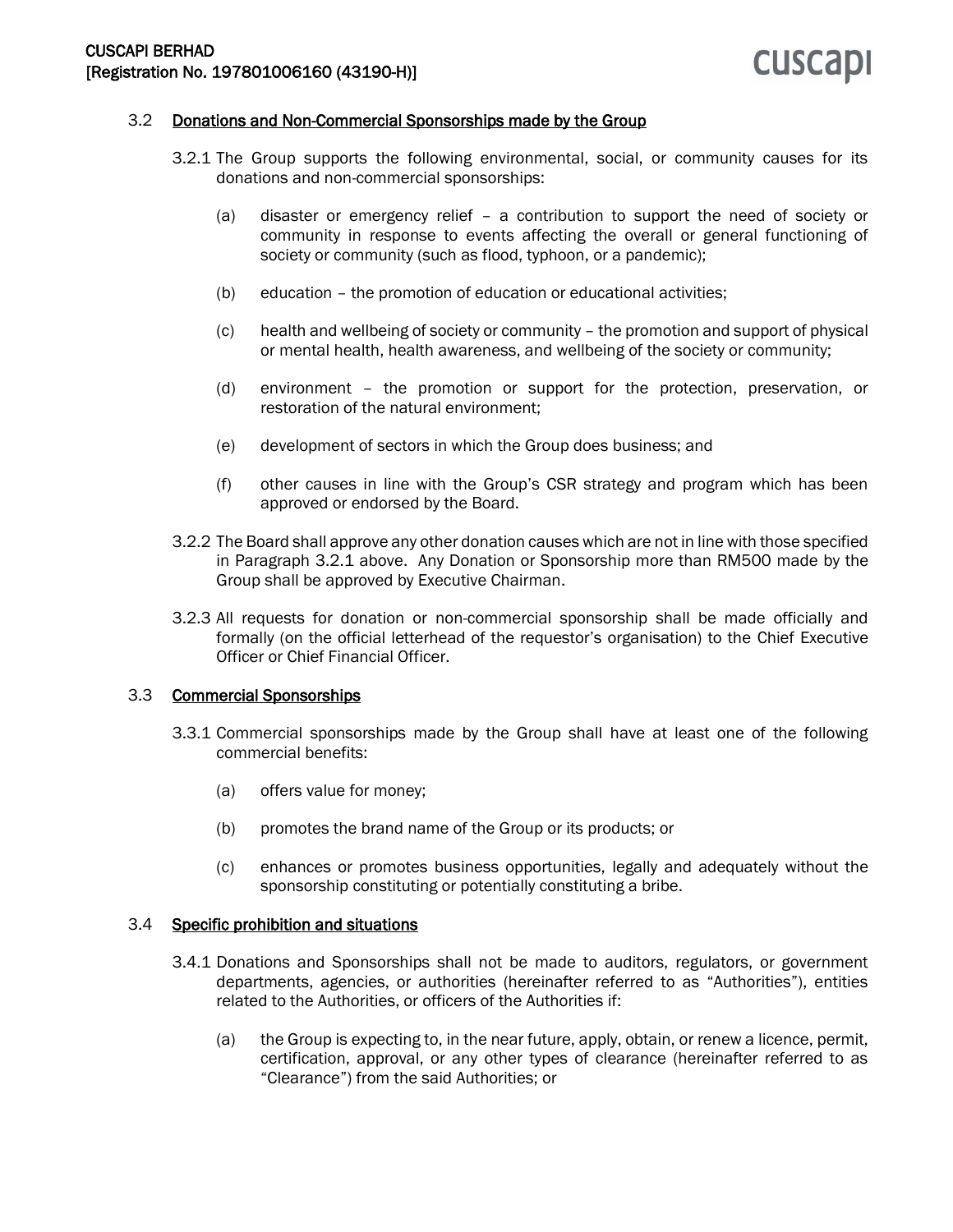### 3.2 Donations and Non-Commercial Sponsorships made by the Group

3.2.1 The Group supports the following environmental, social, or community causes for its donations and non-commercial sponsorships:

(a) disaster or emergency relief – a contribution to support the need of society or community in response to events affecting the overall or general functioning of society or community (such as flood, typhoon, or a pandemic);

(b) education – the promotion of education or educational activities;

(c) health and wellbeing of society or community – the promotion and support of physical or mental health, health awareness, and wellbeing of the society or community;

(d) environment – the promotion or support for the protection, preservation, or restoration of the natural environment;

(e) development of sectors in which the Group does business; and

(f) other causes in line with the Group's CSR strategy and program which has been approved or endorsed by the Board.

3.2.2 The Board shall approve any other donation causes which are not in line with those specified in Paragraph 3.2.1 above. Any Donation or Sponsorship more than RM500 made by the Group shall be approved by Executive Chairman.

3.2.3 All requests for donation or non-commercial sponsorship shall be made officially and formally (on the official letterhead of the requestor's organisation) to the Chief Executive Officer or Chief Financial Officer.

### 3.3 Commercial Sponsorships

3.3.1 Commercial sponsorships made by the Group shall have at least one of the following commercial benefits:

(a) offers value for money;

(b) promotes the brand name of the Group or its products; or

(c) enhances or promotes business opportunities, legally and adequately without the sponsorship constituting or potentially constituting a bribe.

### 3.4 Specific prohibition and situations

3.4.1 Donations and Sponsorships shall not be made to auditors, regulators, or government departments, agencies, or authorities (hereinafter referred to as "Authorities"), entities related to the Authorities, or officers of the Authorities if:

(a) the Group is expecting to, in the near future, apply, obtain, or renew a licence, permit, certification, approval, or any other types of clearance (hereinafter referred to as "Clearance") from the said Authorities; or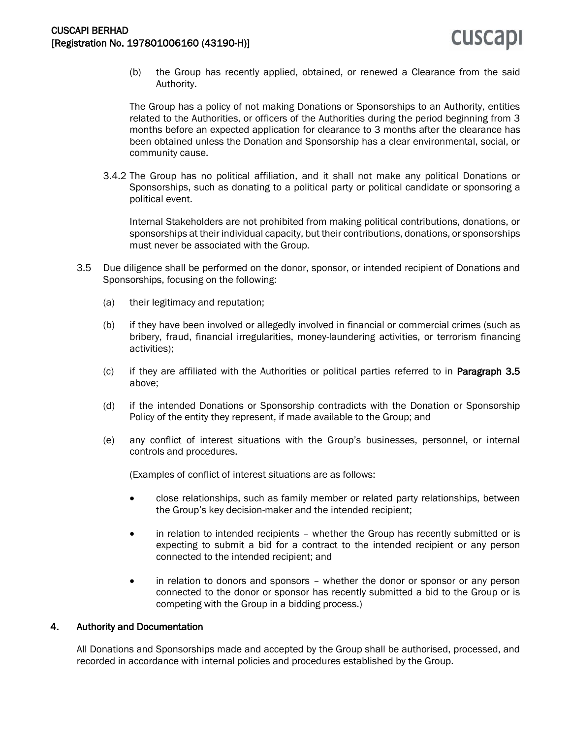(b) the Group has recently applied, obtained, or renewed a Clearance from the said Authority.

The Group has a policy of not making Donations or Sponsorships to an Authority, entities related to the Authorities, or officers of the Authorities during the period beginning from 3 months before an expected application for clearance to 3 months after the clearance has been obtained unless the Donation and Sponsorship has a clear environmental, social, or community cause.

3.4.2 The Group has no political affiliation, and it shall not make any political Donations or Sponsorships, such as donating to a political party or political candidate or sponsoring a political event.

Internal Stakeholders are not prohibited from making political contributions, donations, or sponsorships at their individual capacity, but their contributions, donations, or sponsorships must never be associated with the Group.

3.5 Due diligence shall be performed on the donor, sponsor, or intended recipient of Donations and Sponsorships, focusing on the following:

(a) their legitimacy and reputation;

(b) if they have been involved or allegedly involved in financial or commercial crimes (such as bribery, fraud, financial irregularities, money-laundering activities, or terrorism financing activities);

(c) if they are affiliated with the Authorities or political parties referred to in **Paragraph 3.5** above;

(d) if the intended Donations or Sponsorship contradicts with the Donation or Sponsorship Policy of the entity they represent, if made available to the Group; and

(e) any conflict of interest situations with the Group's businesses, personnel, or internal controls and procedures.

(Examples of conflict of interest situations are as follows:

- close relationships, such as family member or related party relationships, between the Group's key decision-maker and the intended recipient;
- in relation to intended recipients – whether the Group has recently submitted or is expecting to submit a bid for a contract to the intended recipient or any person connected to the intended recipient; and
- in relation to donors and sponsors – whether the donor or sponsor or any person connected to the donor or sponsor has recently submitted a bid to the Group or is competing with the Group in a bidding process.)

## 4. Authority and Documentation

All Donations and Sponsorships made and accepted by the Group shall be authorised, processed, and recorded in accordance with internal policies and procedures established by the Group.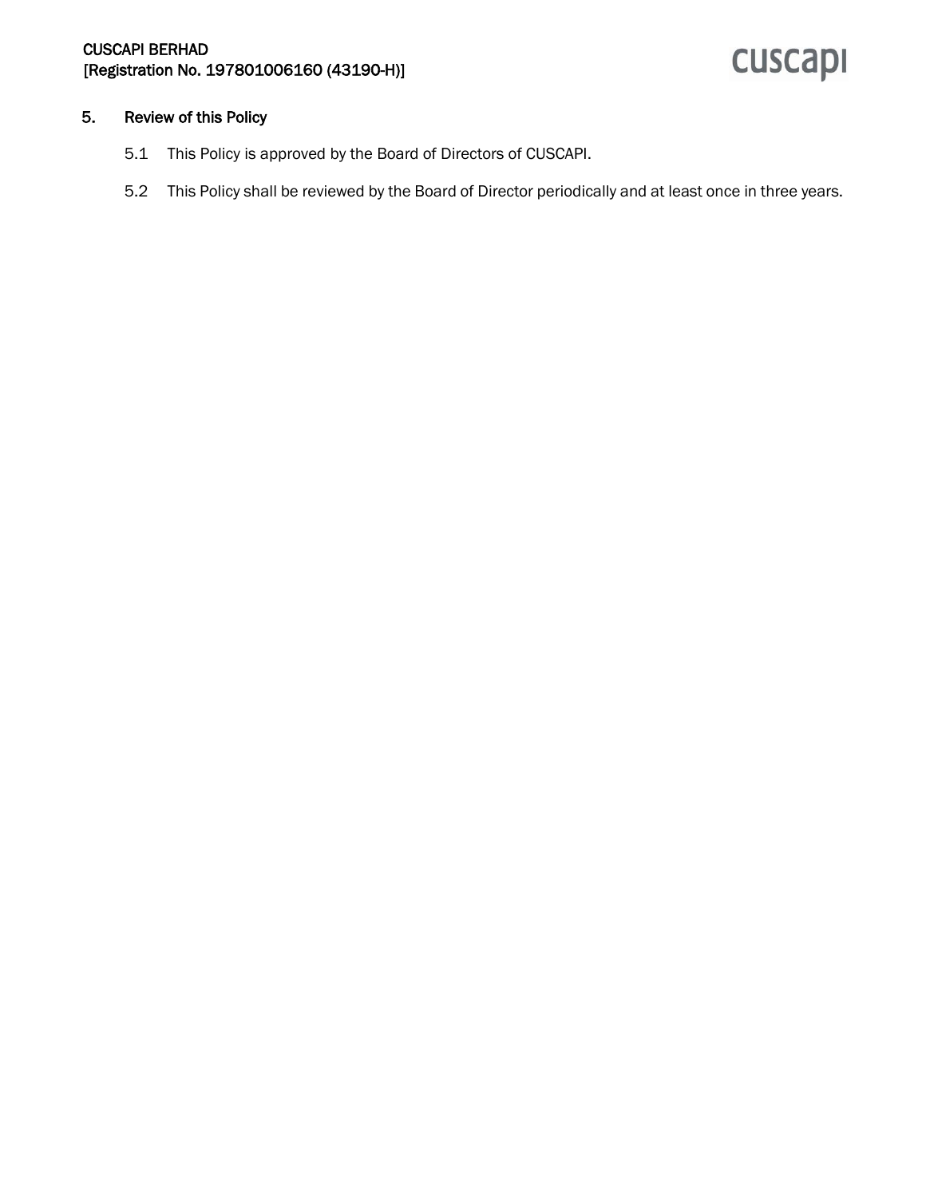## 5. Review of this Policy

5.1 This Policy is approved by the Board of Directors of CUSCAPI.

5.2 This Policy shall be reviewed by the Board of Director periodically and at least once in three years.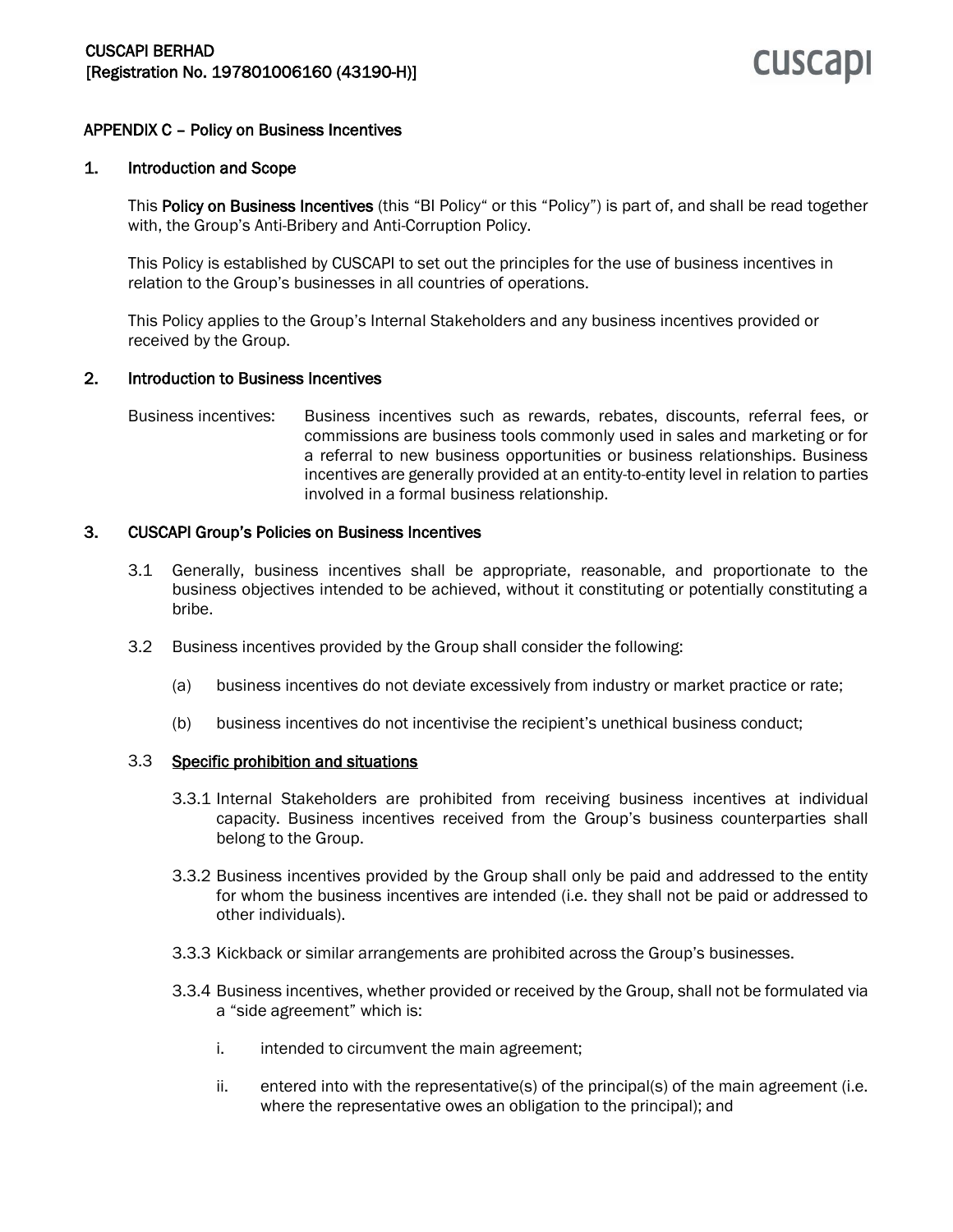## APPENDIX C – Policy on Business Incentives

### 1. Introduction and Scope

This **Policy on Business Incentives** (this "BI Policy" or this "Policy") is part of, and shall be read together with, the Group's Anti-Bribery and Anti-Corruption Policy.

This Policy is established by CUSCAPI to set out the principles for the use of business incentives in relation to the Group's businesses in all countries of operations.

This Policy applies to the Group's Internal Stakeholders and any business incentives provided or received by the Group.

### 2. Introduction to Business Incentives

| | |
|---|---|
| Business incentives: | Business incentives such as rewards, rebates, discounts, referral fees, or commissions are business tools commonly used in sales and marketing or for a referral to new business opportunities or business relationships. Business incentives are generally provided at an entity-to-entity level in relation to parties involved in a formal business relationship. |

### 3. CUSCAPI Group's Policies on Business Incentives

3.1 Generally, business incentives shall be appropriate, reasonable, and proportionate to the business objectives intended to be achieved, without it constituting or potentially constituting a bribe.

3.2 Business incentives provided by the Group shall consider the following:

(a) business incentives do not deviate excessively from industry or market practice or rate;

(b) business incentives do not incentivise the recipient's unethical business conduct;

3.3 Specific prohibition and situations

3.3.1 Internal Stakeholders are prohibited from receiving business incentives at individual capacity. Business incentives received from the Group's business counterparties shall belong to the Group.

3.3.2 Business incentives provided by the Group shall only be paid and addressed to the entity for whom the business incentives are intended (i.e. they shall not be paid or addressed to other individuals).

3.3.3 Kickback or similar arrangements are prohibited across the Group's businesses.

3.3.4 Business incentives, whether provided or received by the Group, shall not be formulated via a "side agreement" which is:

i. intended to circumvent the main agreement;

ii. entered into with the representative(s) of the principal(s) of the main agreement (i.e. where the representative owes an obligation to the principal); and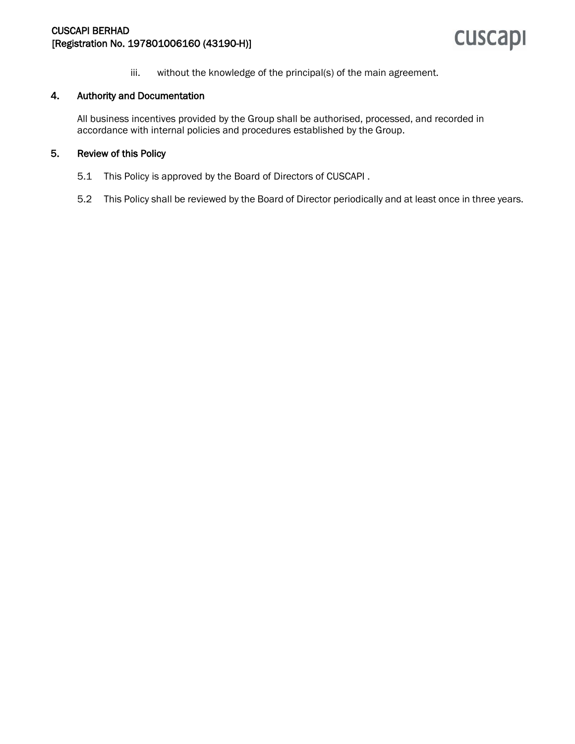iii. without the knowledge of the principal(s) of the main agreement.

## 4. Authority and Documentation

All business incentives provided by the Group shall be authorised, processed, and recorded in accordance with internal policies and procedures established by the Group.

## 5. Review of this Policy

5.1 This Policy is approved by the Board of Directors of CUSCAPI .

5.2 This Policy shall be reviewed by the Board of Director periodically and at least once in three years.